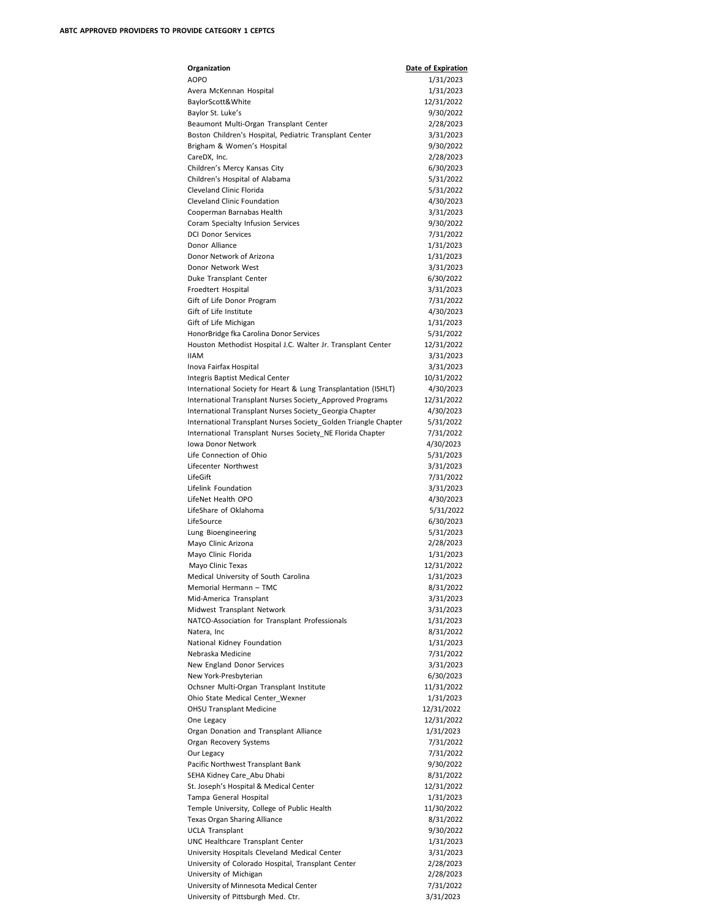**ABTC APPROVED PROVIDERS TO PROVIDE CATEGORY 1 CEPTCS**

| Organization | Date of Expiration |
|---|---|
| AOPO | 1/31/2023 |
| Avera McKennan Hospital | 1/31/2023 |
| BaylorScott&White | 12/31/2022 |
| Baylor St. Luke's | 9/30/2022 |
| Beaumont Multi-Organ Transplant Center | 2/28/2023 |
| Boston Children's Hospital, Pediatric Transplant Center | 3/31/2023 |
| Brigham & Women's Hospital | 9/30/2022 |
| CareDX, Inc. | 2/28/2023 |
| Children's Mercy Kansas City | 6/30/2023 |
| Children's Hospital of Alabama | 5/31/2022 |
| Cleveland Clinic Florida | 5/31/2022 |
| Cleveland Clinic Foundation | 4/30/2023 |
| Cooperman Barnabas Health | 3/31/2023 |
| Coram Specialty Infusion Services | 9/30/2022 |
| DCI Donor Services | 7/31/2022 |
| Donor Alliance | 1/31/2023 |
| Donor Network of Arizona | 1/31/2023 |
| Donor Network West | 3/31/2023 |
| Duke Transplant Center | 6/30/2022 |
| Froedtert Hospital | 3/31/2023 |
| Gift of Life Donor Program | 7/31/2022 |
| Gift of Life Institute | 4/30/2023 |
| Gift of Life Michigan | 1/31/2023 |
| HonorBridge fka Carolina Donor Services | 5/31/2022 |
| Houston Methodist Hospital J.C. Walter Jr. Transplant Center | 12/31/2022 |
| IIAM | 3/31/2023 |
| Inova Fairfax Hospital | 3/31/2023 |
| Integris Baptist Medical Center | 10/31/2022 |
| International Society for Heart & Lung Transplantation (ISHLT) | 4/30/2023 |
| International Transplant Nurses Society_Approved Programs | 12/31/2022 |
| International Transplant Nurses Society_Georgia Chapter | 4/30/2023 |
| International Transplant Nurses Society_Golden Triangle Chapter | 5/31/2022 |
| International Transplant Nurses Society_NE Florida Chapter | 7/31/2022 |
| Iowa Donor Network | 4/30/2023 |
| Life Connection of Ohio | 5/31/2023 |
| Lifecenter Northwest | 3/31/2023 |
| LifeGift | 7/31/2022 |
| Lifelink Foundation | 3/31/2023 |
| LifeNet Health OPO | 4/30/2023 |
| LifeShare of Oklahoma | 5/31/2022 |
| LifeSource | 6/30/2023 |
| Lung Bioengineering | 5/31/2023 |
| Mayo Clinic Arizona | 2/28/2023 |
| Mayo Clinic Florida | 1/31/2023 |
| Mayo Clinic Texas | 12/31/2022 |
| Medical University of South Carolina | 1/31/2023 |
| Memorial Hermann – TMC | 8/31/2022 |
| Mid-America Transplant | 3/31/2023 |
| Midwest Transplant Network | 3/31/2023 |
| NATCO-Association for Transplant Professionals | 1/31/2023 |
| Natera, Inc | 8/31/2022 |
| National Kidney Foundation | 1/31/2023 |
| Nebraska Medicine | 7/31/2022 |
| New England Donor Services | 3/31/2023 |
| New York-Presbyterian | 6/30/2023 |
| Ochsner Multi-Organ Transplant Institute | 11/31/2022 |
| Ohio State Medical Center_Wexner | 1/31/2023 |
| OHSU Transplant Medicine | 12/31/2022 |
| One Legacy | 12/31/2022 |
| Organ Donation and Transplant Alliance | 1/31/2023 |
| Organ Recovery Systems | 7/31/2022 |
| Our Legacy | 7/31/2022 |
| Pacific Northwest Transplant Bank | 9/30/2022 |
| SEHA Kidney Care_Abu Dhabi | 8/31/2022 |
| St. Joseph's Hospital & Medical Center | 12/31/2022 |
| Tampa General Hospital | 1/31/2023 |
| Temple University, College of Public Health | 11/30/2022 |
| Texas Organ Sharing Alliance | 8/31/2022 |
| UCLA Transplant | 9/30/2022 |
| UNC Healthcare Transplant Center | 1/31/2023 |
| University Hospitals Cleveland Medical Center | 3/31/2023 |
| University of Colorado Hospital, Transplant Center | 2/28/2023 |
| University of Michigan | 2/28/2023 |
| University of Minnesota Medical Center | 7/31/2022 |
| University of Pittsburgh Med. Ctr. | 3/31/2023 |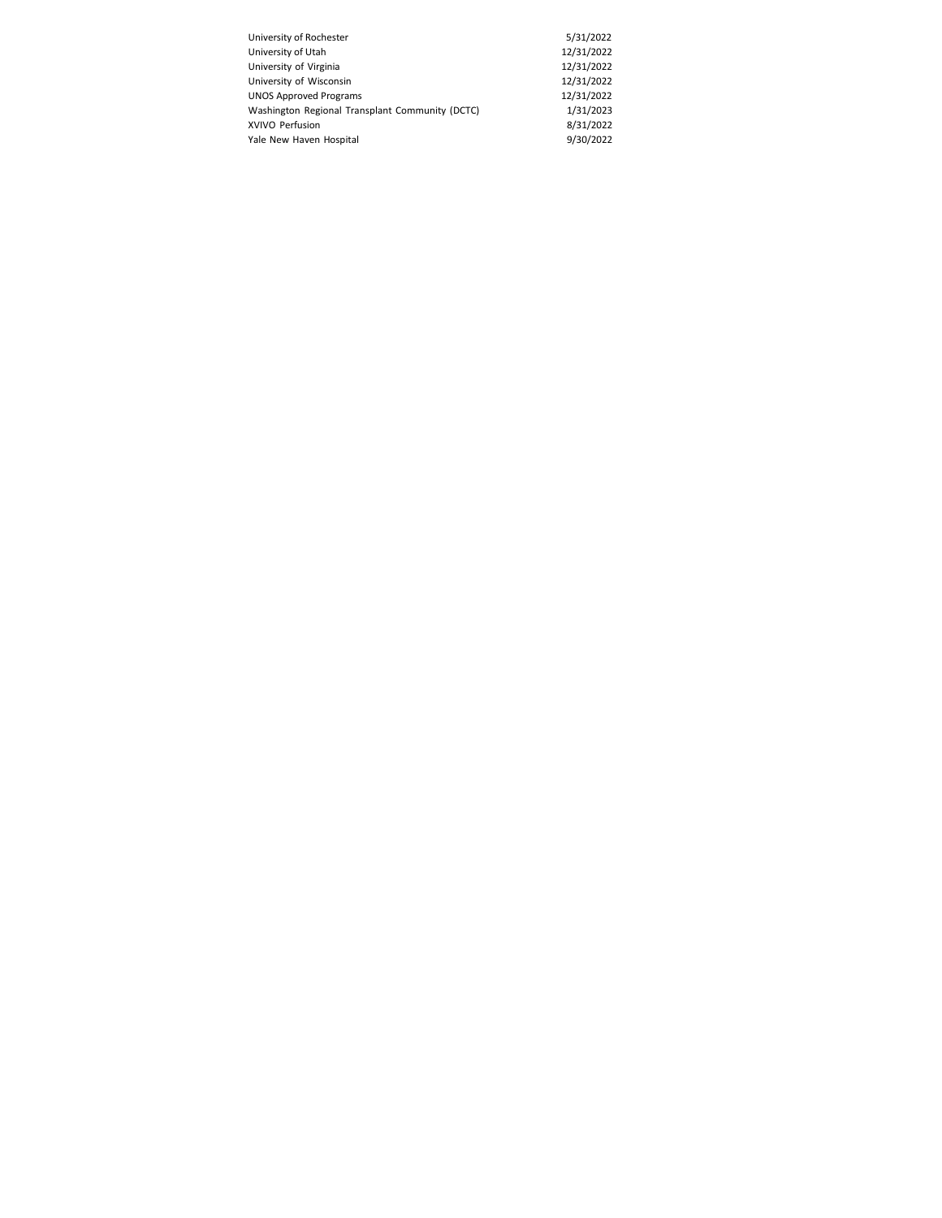| | |
|---|---|
| University of Rochester | 5/31/2022 |
| University of Utah | 12/31/2022 |
| University of Virginia | 12/31/2022 |
| University of Wisconsin | 12/31/2022 |
| UNOS Approved Programs | 12/31/2022 |
| Washington Regional Transplant Community (DCTC) | 1/31/2023 |
| XVIVO Perfusion | 8/31/2022 |
| Yale New Haven Hospital | 9/30/2022 |